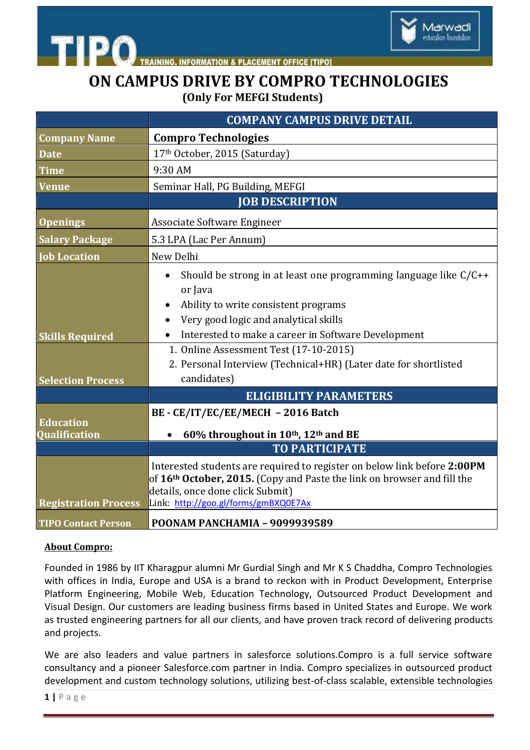TIPO — TRAINING, INFORMATION & PLACEMENT OFFICE [TIPO]

Marwadi education foundation

# ON CAMPUS DRIVE BY COMPRO TECHNOLOGIES

### (Only For MEFGI Students)

| | COMPANY CAMPUS DRIVE DETAIL |
|---|---|
| **Company Name** | **Compro Technologies** |
| **Date** | 17th October, 2015 (Saturday) |
| **Time** | 9:30 AM |
| **Venue** | Seminar Hall, PG Building, MEFGI |
| | **JOB DESCRIPTION** |
| **Openings** | Associate Software Engineer |
| **Salary Package** | 5.3 LPA (Lac Per Annum) |
| **Job Location** | New Delhi |
| **Skills Required** | • Should be strong in at least one programming language like C/C++ or Java<br>• Ability to write consistent programs<br>• Very good logic and analytical skills<br>• Interested to make a career in Software Development |
| **Selection Process** | 1. Online Assessment Test (17-10-2015)<br>2. Personal Interview (Technical+HR) (Later date for shortlisted candidates) |
| | **ELIGIBILITY PARAMETERS** |
| **Education Qualification** | **BE - CE/IT/EC/EE/MECH – 2016 Batch**<br>• **60% throughout in 10th, 12th and BE** |
| | **TO PARTICIPATE** |
| **Registration Process** | Interested students are required to register on below link before **2:00PM** of **16th October, 2015.** (Copy and Paste the link on browser and fill the details, once done click Submit)<br>Link: http://goo.gl/forms/gmBXQ0E7Ax |
| **TIPO Contact Person** | **POONAM PANCHAMIA – 9099939589** |

**About Compro:**

Founded in 1986 by IIT Kharagpur alumni Mr Gurdial Singh and Mr K S Chaddha, Compro Technologies with offices in India, Europe and USA is a brand to reckon with in Product Development, Enterprise Platform Engineering, Mobile Web, Education Technology, Outsourced Product Development and Visual Design. Our customers are leading business firms based in United States and Europe. We work as trusted engineering partners for all our clients, and have proven track record of delivering products and projects.

We are also leaders and value partners in salesforce solutions.Compro is a full service software consultancy and a pioneer Salesforce.com partner in India. Compro specializes in outsourced product development and custom technology solutions, utilizing best-of-class scalable, extensible technologies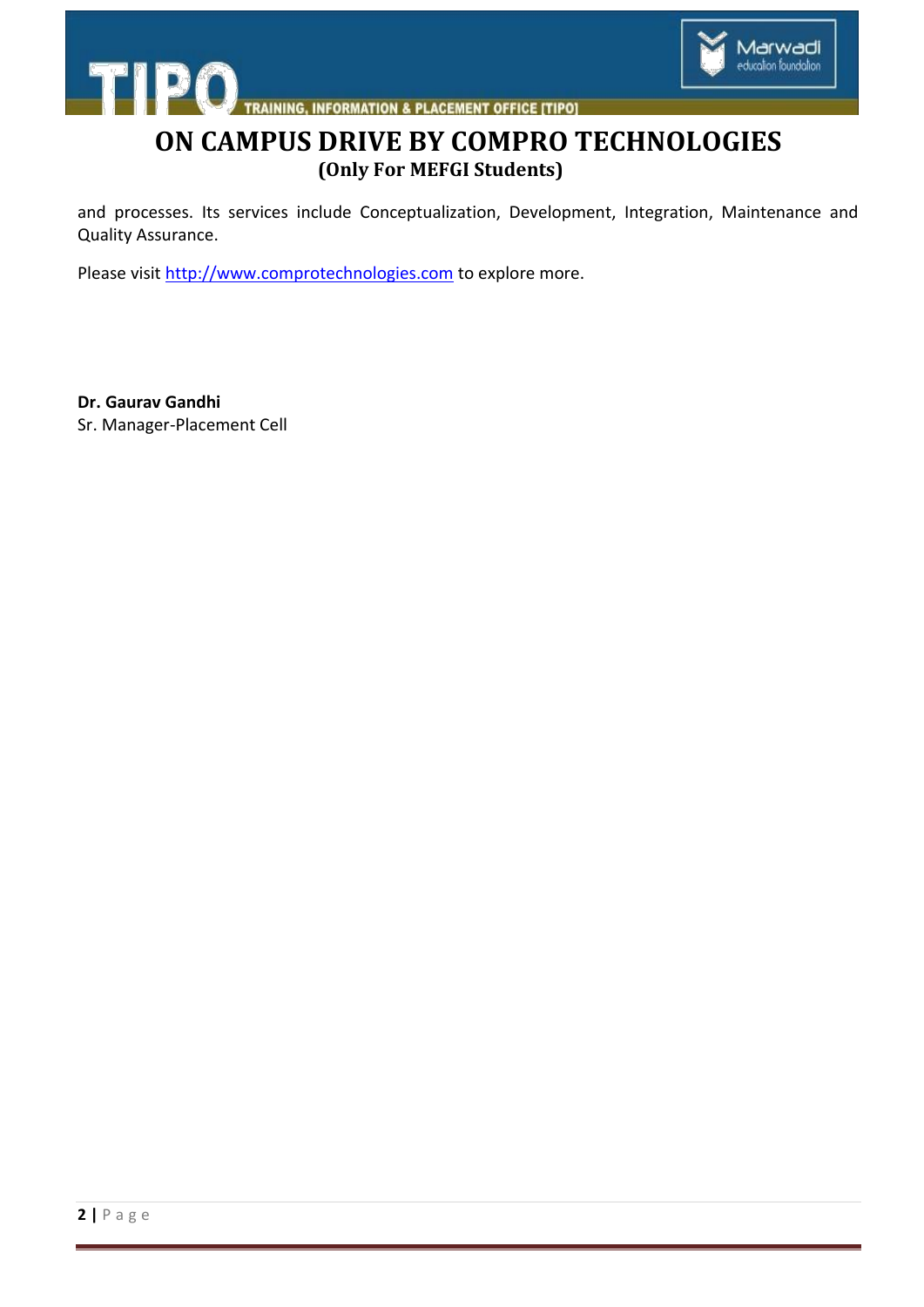# ON CAMPUS DRIVE BY COMPRO TECHNOLOGIES

**(Only For MEFGI Students)**

and processes. Its services include Conceptualization, Development, Integration, Maintenance and Quality Assurance.

Please visit http://www.comprotechnologies.com to explore more.

**Dr. Gaurav Gandhi**
Sr. Manager-Placement Cell